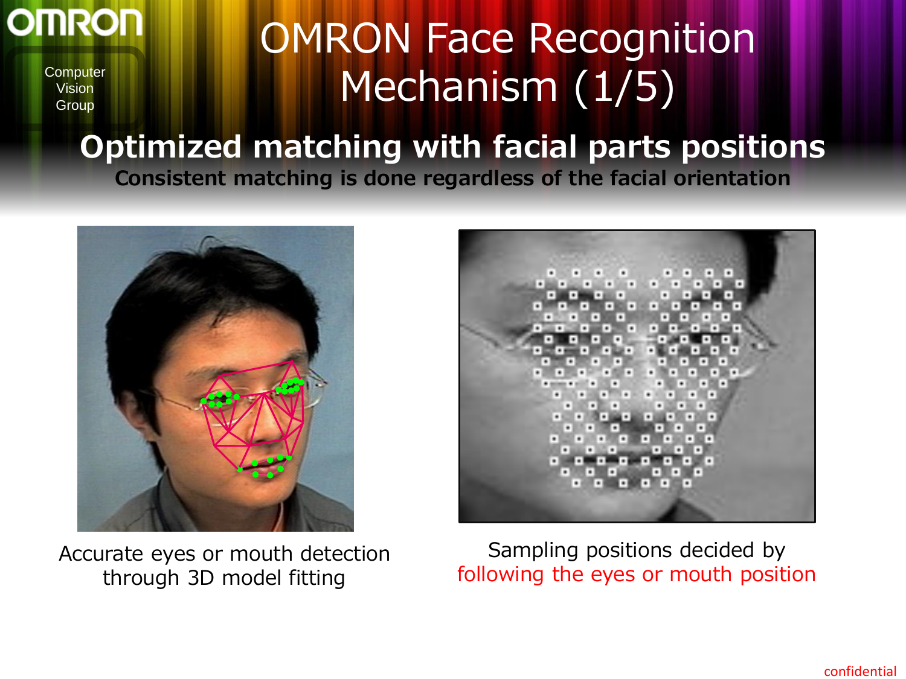# OMRON Face Recognition Mechanism (1/5)

## Optimized matching with facial parts positions

**Consistent matching is done regardless of the facial orientation**

Accurate eyes or mouth detection through 3D model fitting

Sampling positions decided by following the eyes or mouth position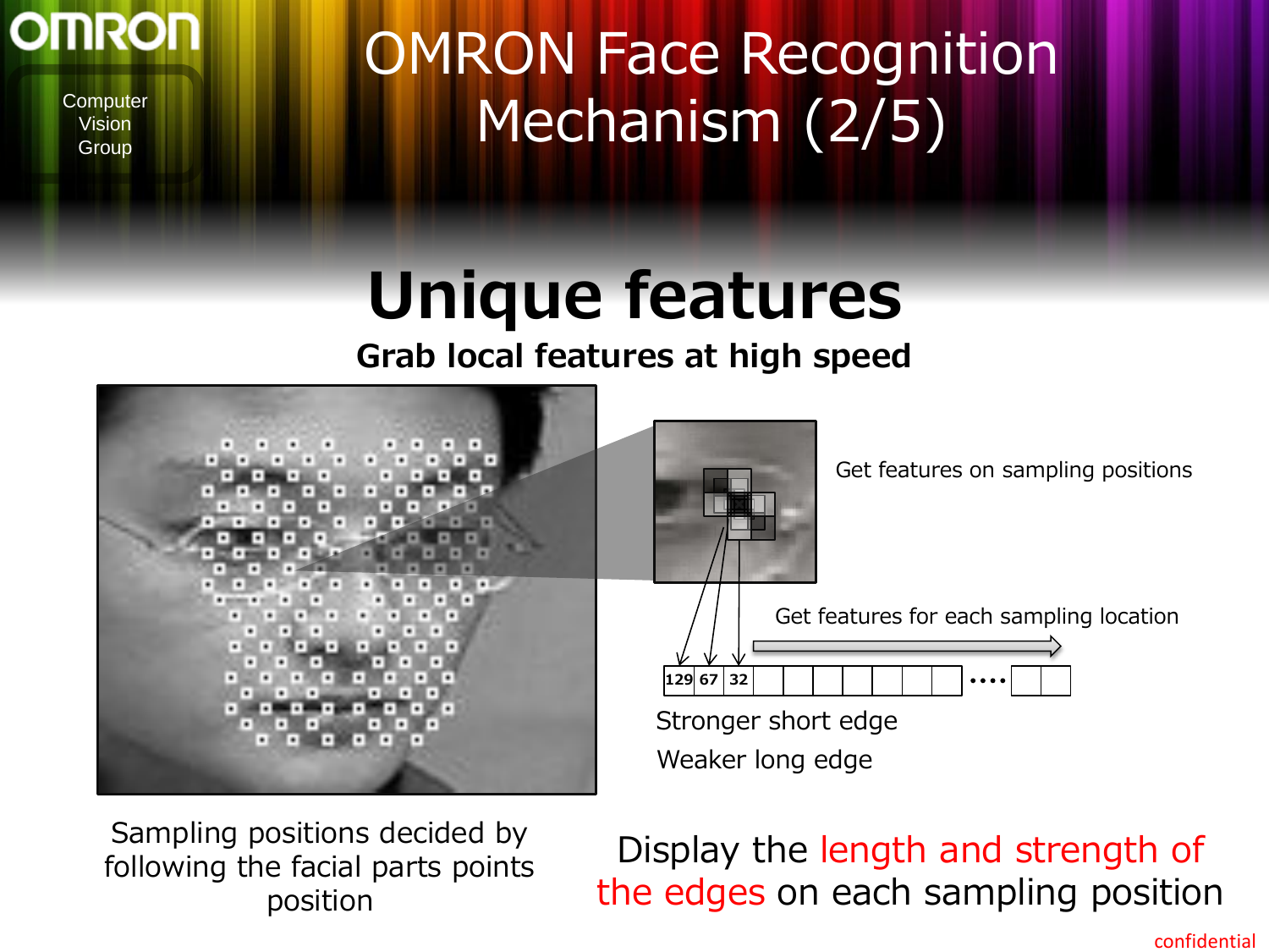# OMRON Face Recognition Mechanism (2/5)

## Unique features

**Grab local features at high speed**

Get features on sampling positions

Get features for each sampling location

| 129 | 67 | 32 | | | | | | | | .... | | |
|---|---|---|---|---|---|---|---|---|---|---|---|---|

Stronger short edge

Weaker long edge

Sampling positions decided by following the facial parts points position

Display the length and strength of the edges on each sampling position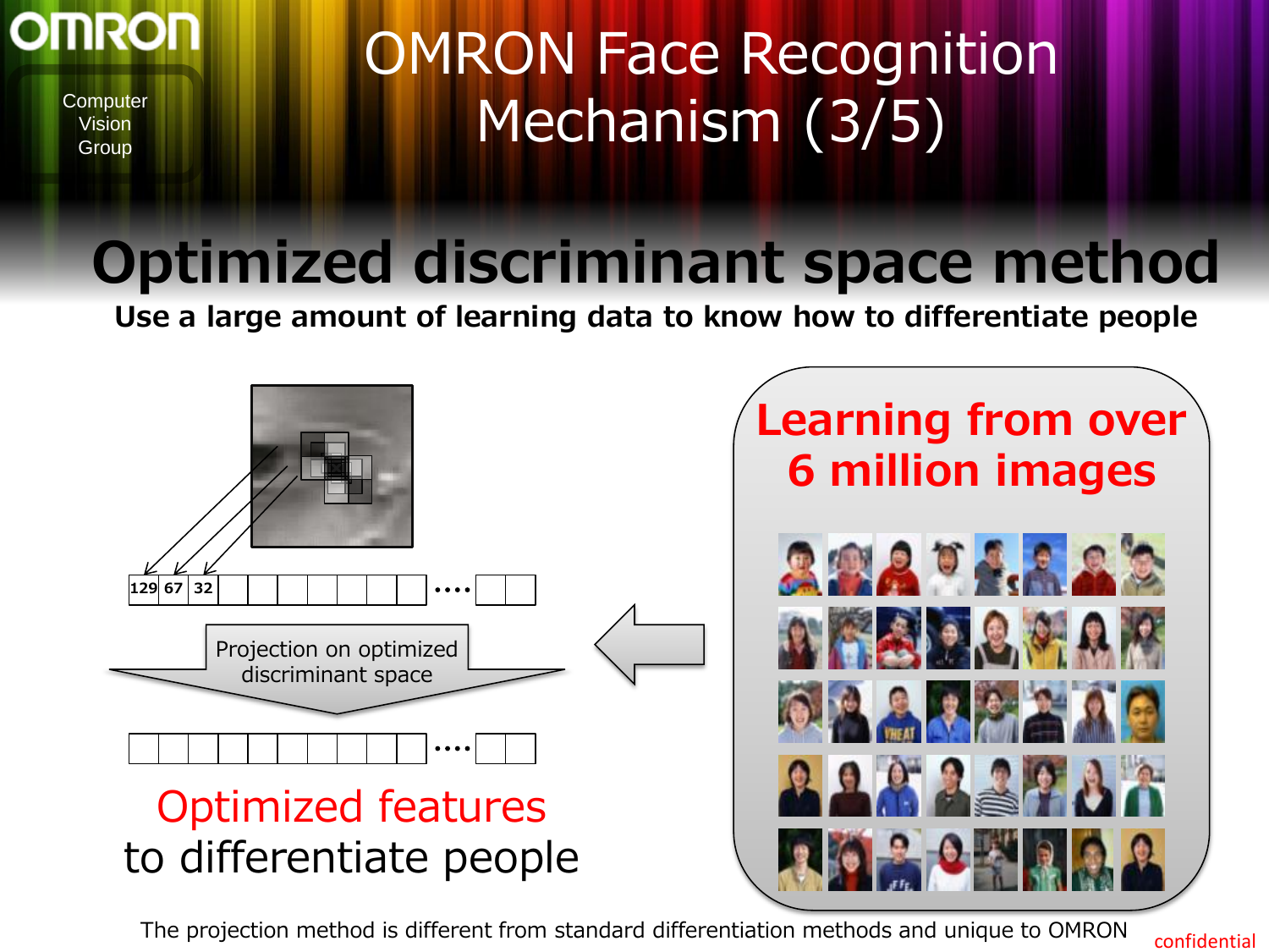# OMRON Face Recognition Mechanism (3/5)

Computer Vision Group

## Optimized discriminant space method

**Use a large amount of learning data to know how to differentiate people**

129 67 32 ....

Projection on optimized discriminant space

....

Optimized features to differentiate people

**Learning from over 6 million images**

The projection method is different from standard differentiation methods and unique to OMRON

confidential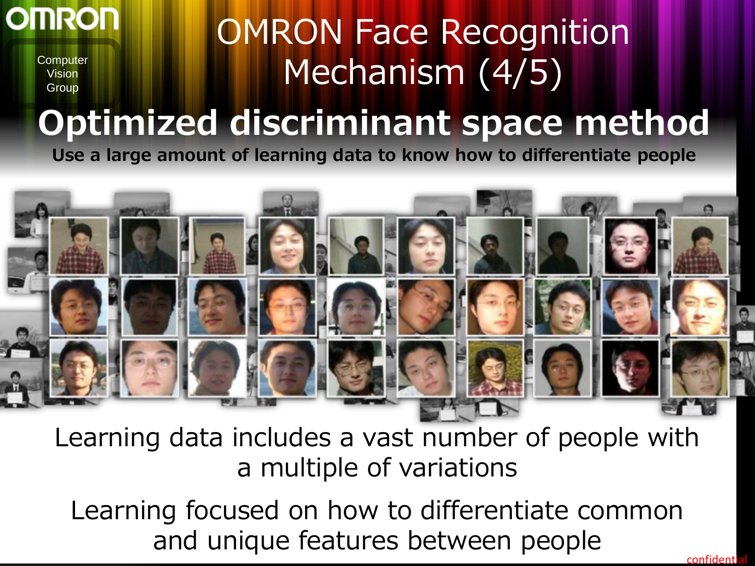# OMRON Face Recognition Mechanism (4/5)

Computer Vision Group

## Optimized discriminant space method

**Use a large amount of learning data to know how to differentiate people**

Learning data includes a vast number of people with a multiple of variations

Learning focused on how to differentiate common and unique features between people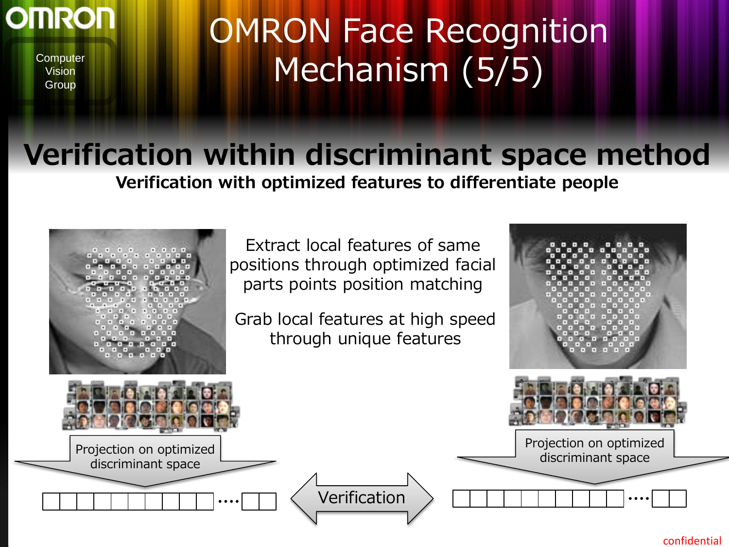# OMRON Face Recognition Mechanism (5/5)

## Verification within discriminant space method

**Verification with optimized features to differentiate people**

Extract local features of same positions through optimized facial parts points position matching

Grab local features at high speed through unique features

Projection on optimized discriminant space

Verification

Projection on optimized discriminant space

confidential